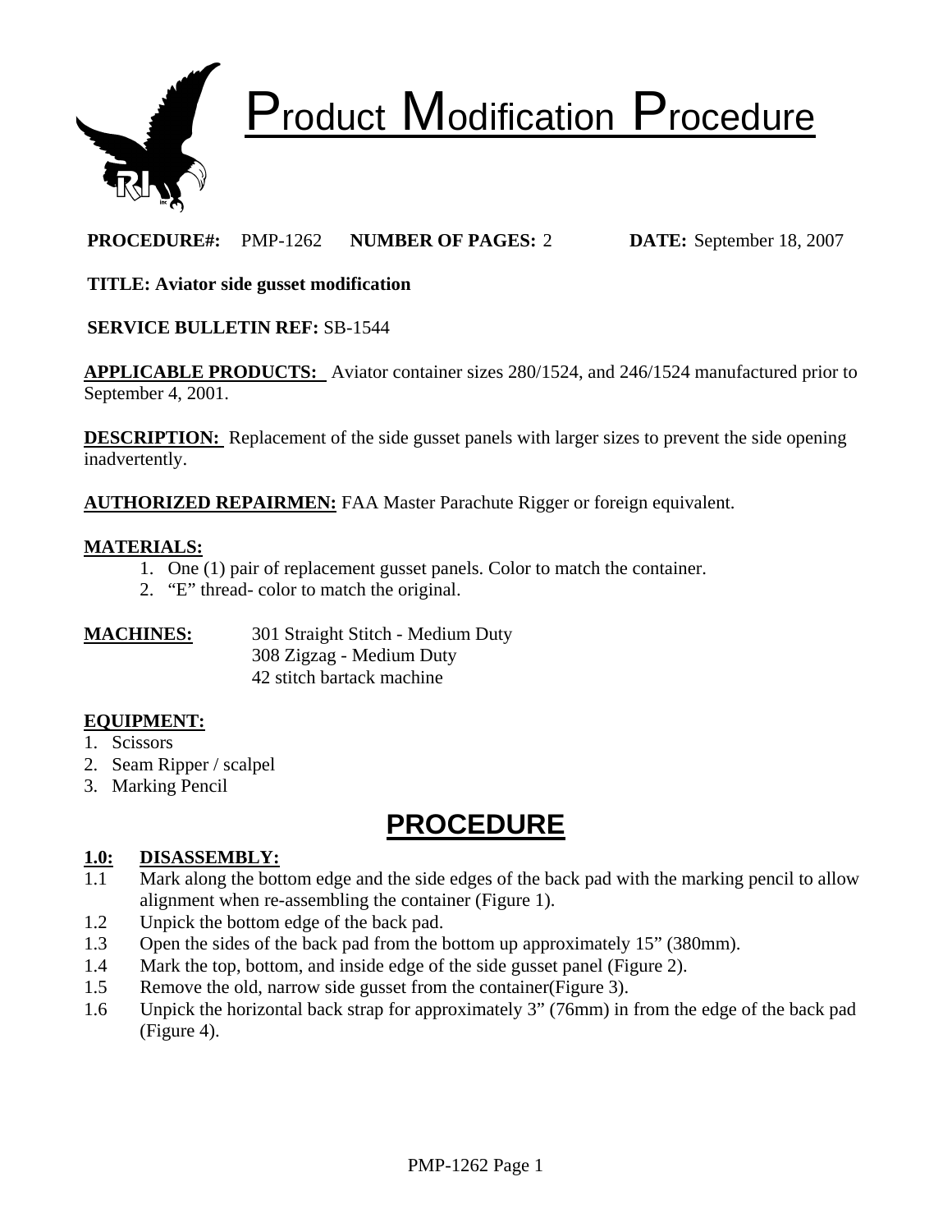# Product Modification Procedure

**PROCEDURE#:** PMP-1262 **NUMBER OF PAGES:** 2 **DATE:** September 18, 2007

**TITLE: Aviator side gusset modification**

**SERVICE BULLETIN REF:** SB-1544

**APPLICABLE PRODUCTS:** Aviator container sizes 280/1524, and 246/1524 manufactured prior to September 4, 2001.

**DESCRIPTION:** Replacement of the side gusset panels with larger sizes to prevent the side opening inadvertently.

**AUTHORIZED REPAIRMEN:** FAA Master Parachute Rigger or foreign equivalent.

**MATERIALS:**

1. One (1) pair of replacement gusset panels. Color to match the container.
2. "E" thread- color to match the original.

**MACHINES:**
- 301 Straight Stitch - Medium Duty
- 308 Zigzag - Medium Duty
- 42 stitch bartack machine

**EQUIPMENT:**

1. Scissors
2. Seam Ripper / scalpel
3. Marking Pencil

## PROCEDURE

### 1.0: DISASSEMBLY:

1.1 Mark along the bottom edge and the side edges of the back pad with the marking pencil to allow alignment when re-assembling the container (Figure 1).

1.2 Unpick the bottom edge of the back pad.

1.3 Open the sides of the back pad from the bottom up approximately 15" (380mm).

1.4 Mark the top, bottom, and inside edge of the side gusset panel (Figure 2).

1.5 Remove the old, narrow side gusset from the container(Figure 3).

1.6 Unpick the horizontal back strap for approximately 3" (76mm) in from the edge of the back pad (Figure 4).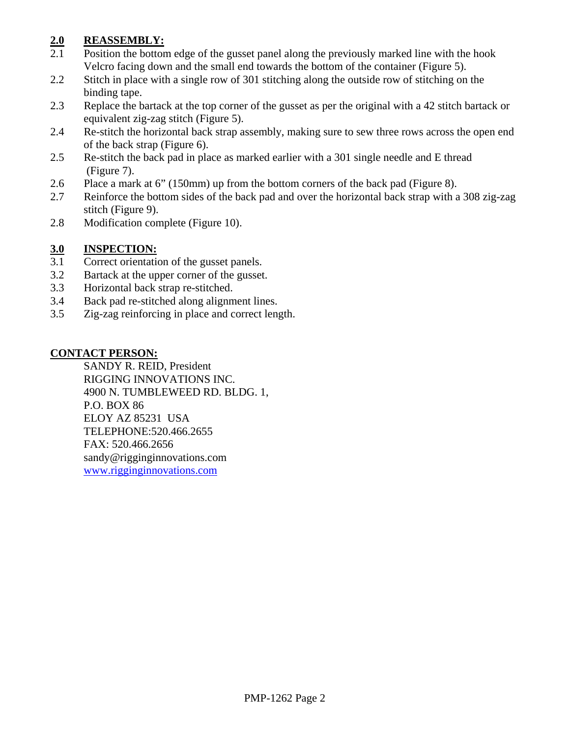## 2.0 REASSEMBLY:

2.1 Position the bottom edge of the gusset panel along the previously marked line with the hook Velcro facing down and the small end towards the bottom of the container (Figure 5).

2.2 Stitch in place with a single row of 301 stitching along the outside row of stitching on the binding tape.

2.3 Replace the bartack at the top corner of the gusset as per the original with a 42 stitch bartack or equivalent zig-zag stitch (Figure 5).

2.4 Re-stitch the horizontal back strap assembly, making sure to sew three rows across the open end of the back strap (Figure 6).

2.5 Re-stitch the back pad in place as marked earlier with a 301 single needle and E thread (Figure 7).

2.6 Place a mark at 6” (150mm) up from the bottom corners of the back pad (Figure 8).

2.7 Reinforce the bottom sides of the back pad and over the horizontal back strap with a 308 zig-zag stitch (Figure 9).

2.8 Modification complete (Figure 10).

## 3.0 INSPECTION:

3.1 Correct orientation of the gusset panels.

3.2 Bartack at the upper corner of the gusset.

3.3 Horizontal back strap re-stitched.

3.4 Back pad re-stitched along alignment lines.

3.5 Zig-zag reinforcing in place and correct length.

## CONTACT PERSON:

SANDY R. REID, President
RIGGING INNOVATIONS INC.
4900 N. TUMBLEWEED RD. BLDG. 1,
P.O. BOX 86
ELOY AZ 85231 USA
TELEPHONE:520.466.2655
FAX: 520.466.2656
sandy@rigginginnovations.com
www.rigginginnovations.com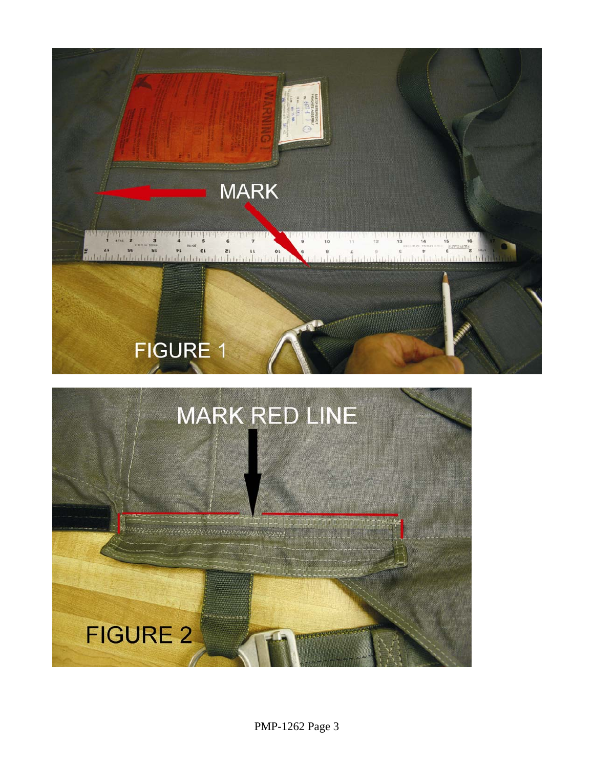MARK

FIGURE 1

MARK RED LINE

FIGURE 2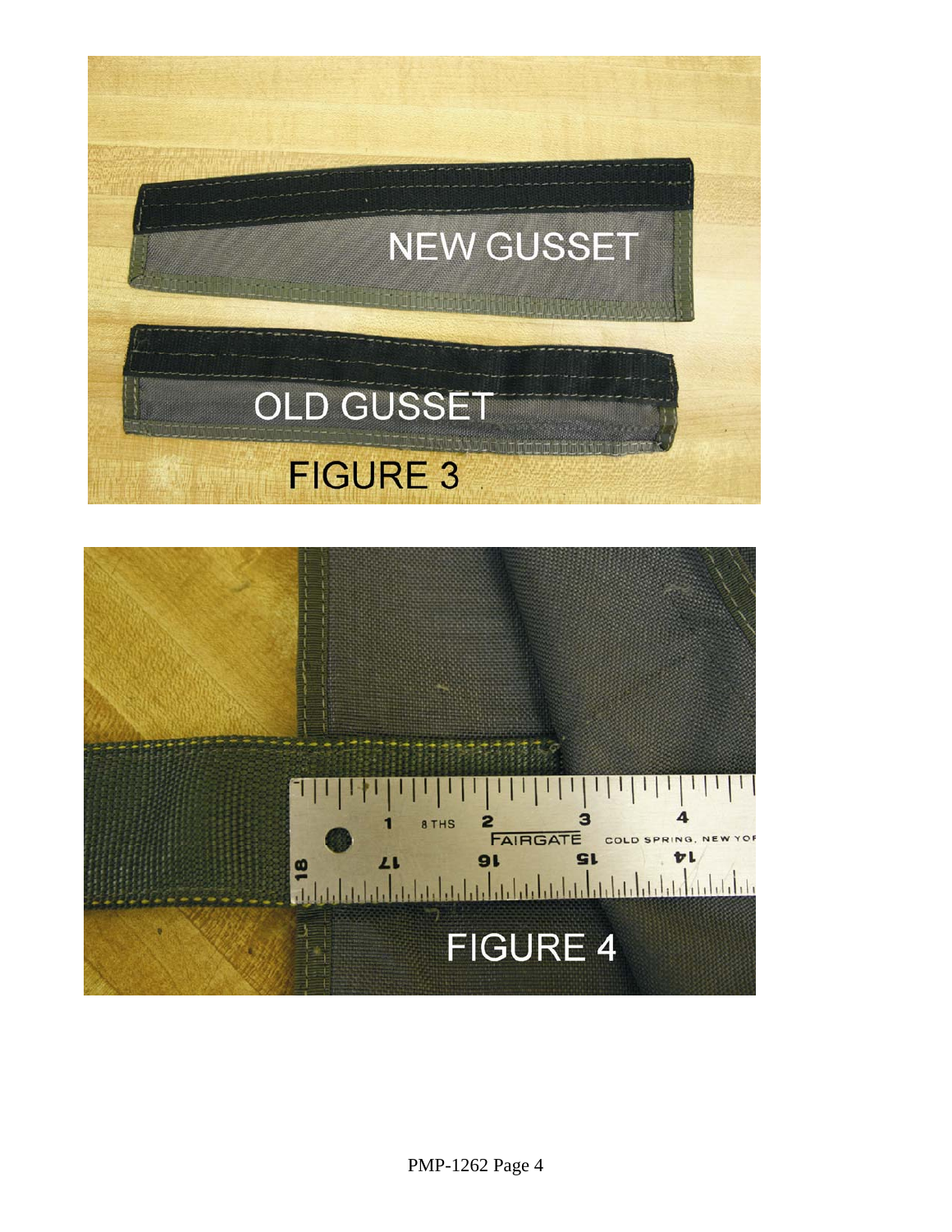FIGURE 3

FIGURE 4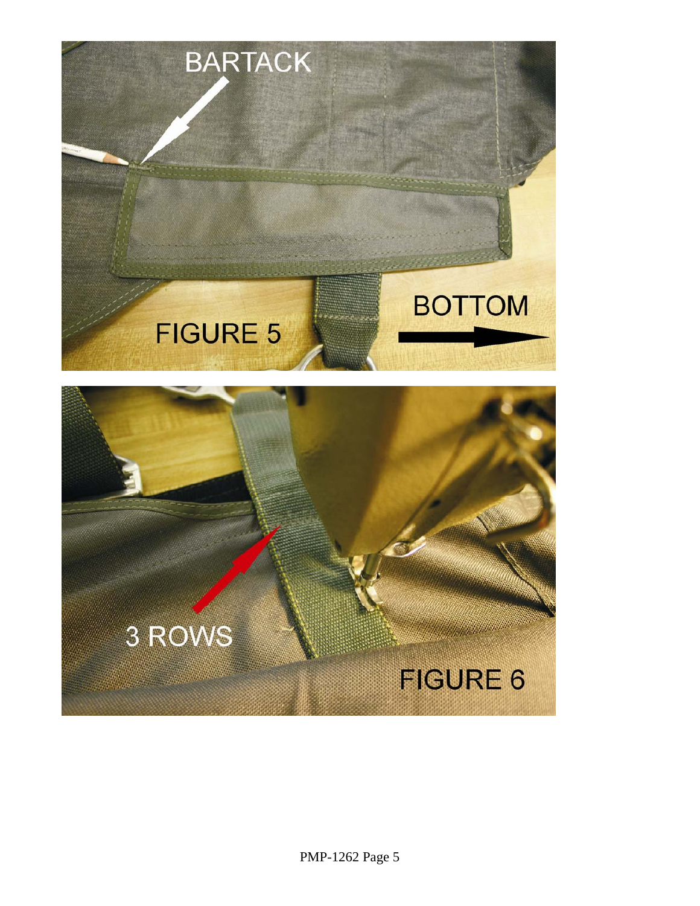BARTACK

BOTTOM

FIGURE 5

3 ROWS

FIGURE 6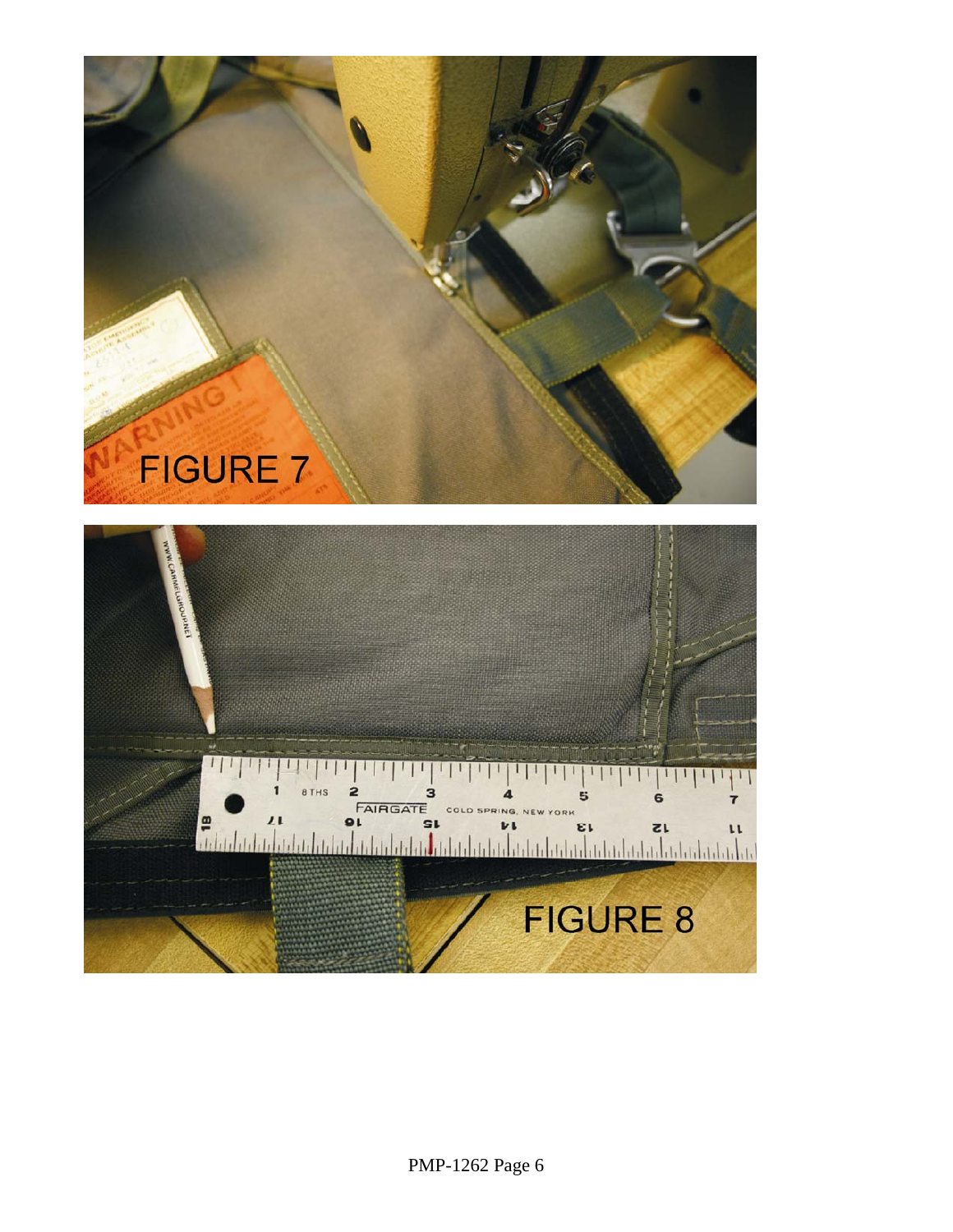FIGURE 7

FIGURE 8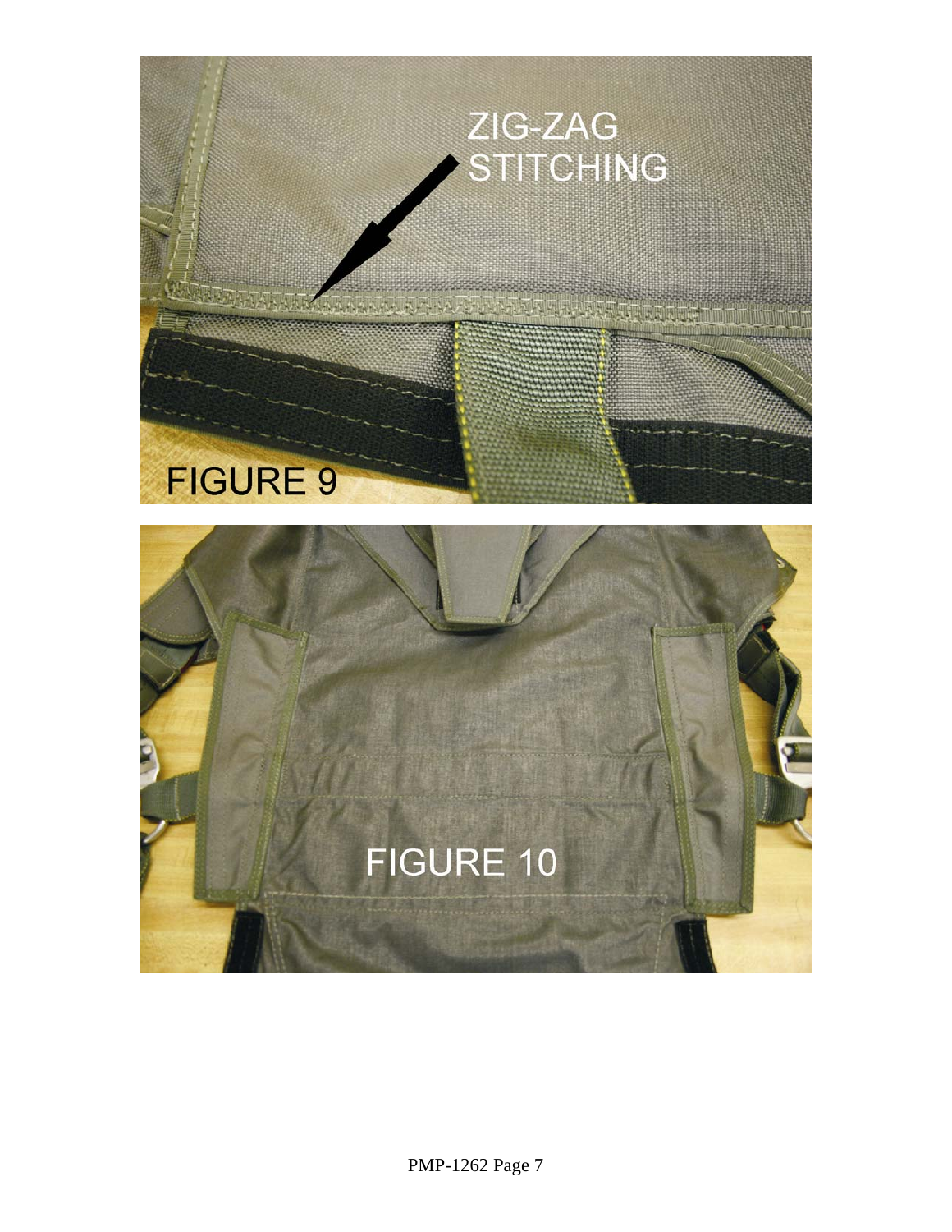ZIG-ZAG STITCHING

FIGURE 9

FIGURE 10